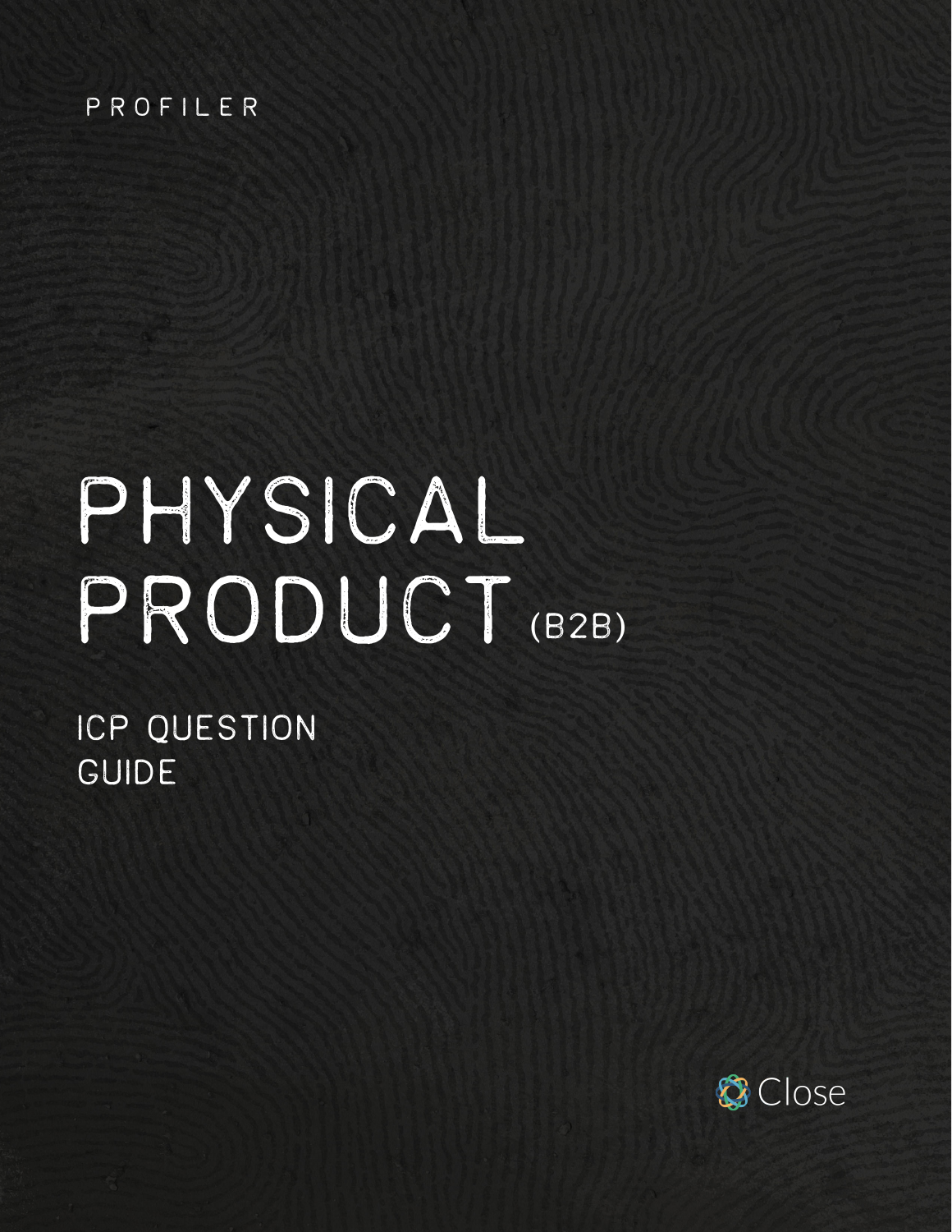PROFILER

# PHYSICAL PRODUCT (B2B)

## ICP QUESTION GUIDE

Close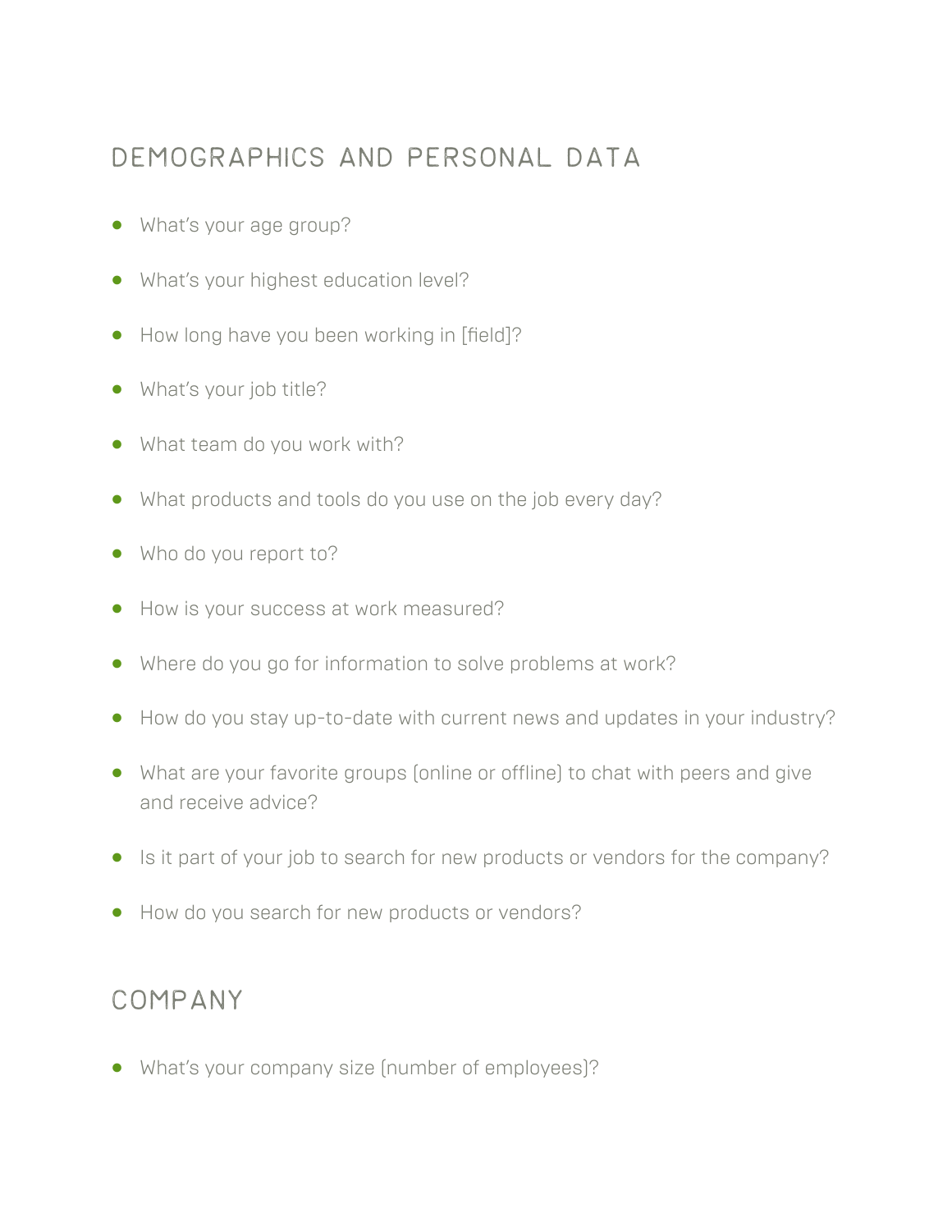## DEMOGRAPHICS AND PERSONAL DATA

- What's your age group?
- What's your highest education level?
- How long have you been working in [field]?
- What's your job title?
- What team do you work with?
- What products and tools do you use on the job every day?
- Who do you report to?
- How is your success at work measured?
- Where do you go for information to solve problems at work?
- How do you stay up-to-date with current news and updates in your industry?
- What are your favorite groups (online or offline) to chat with peers and give and receive advice?
- Is it part of your job to search for new products or vendors for the company?
- How do you search for new products or vendors?

## COMPANY

- What's your company size (number of employees)?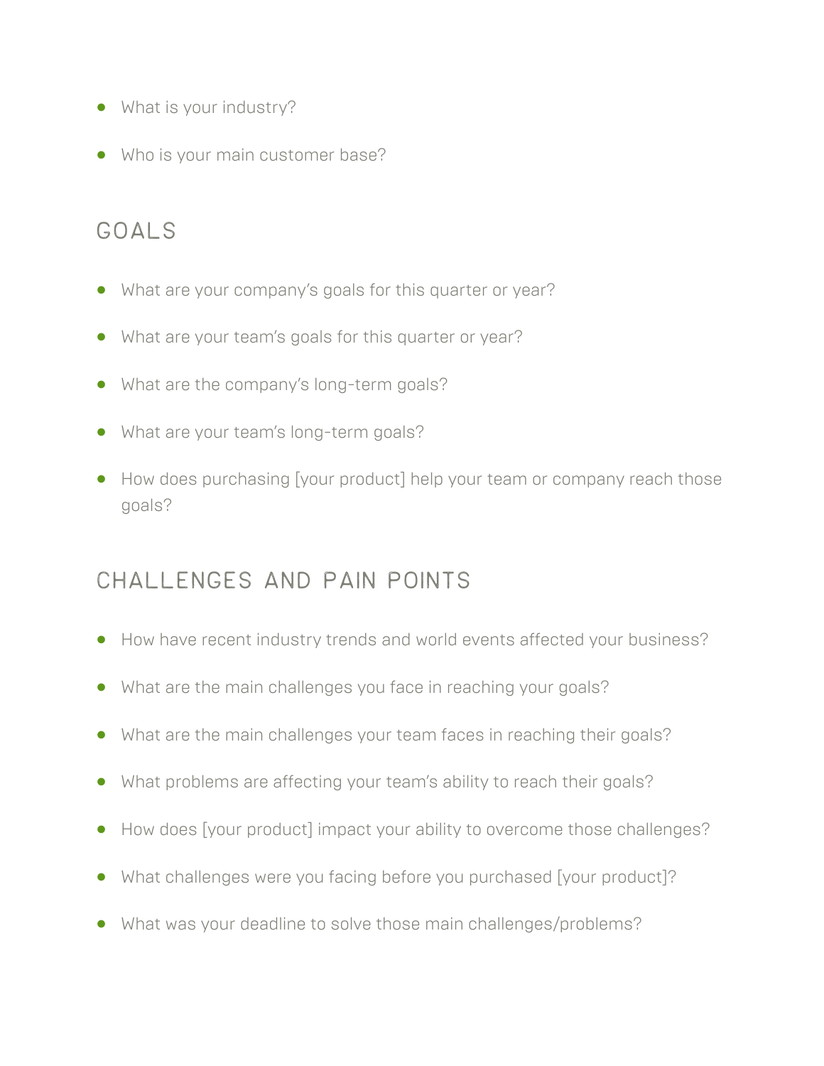- What is your industry?
- Who is your main customer base?

## GOALS

- What are your company's goals for this quarter or year?
- What are your team's goals for this quarter or year?
- What are the company's long-term goals?
- What are your team's long-term goals?
- How does purchasing [your product] help your team or company reach those goals?

## CHALLENGES AND PAIN POINTS

- How have recent industry trends and world events affected your business?
- What are the main challenges you face in reaching your goals?
- What are the main challenges your team faces in reaching their goals?
- What problems are affecting your team's ability to reach their goals?
- How does [your product] impact your ability to overcome those challenges?
- What challenges were you facing before you purchased [your product]?
- What was your deadline to solve those main challenges/problems?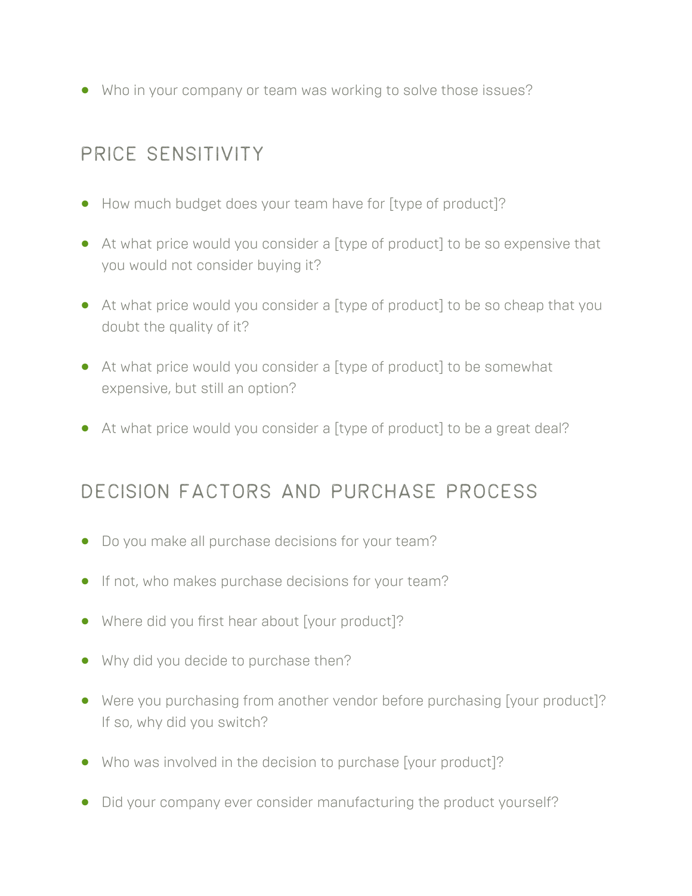- Who in your company or team was working to solve those issues?

## PRICE SENSITIVITY

- How much budget does your team have for [type of product]?
- At what price would you consider a [type of product] to be so expensive that you would not consider buying it?
- At what price would you consider a [type of product] to be so cheap that you doubt the quality of it?
- At what price would you consider a [type of product] to be somewhat expensive, but still an option?
- At what price would you consider a [type of product] to be a great deal?

## DECISION FACTORS AND PURCHASE PROCESS

- Do you make all purchase decisions for your team?
- If not, who makes purchase decisions for your team?
- Where did you first hear about [your product]?
- Why did you decide to purchase then?
- Were you purchasing from another vendor before purchasing [your product]? If so, why did you switch?
- Who was involved in the decision to purchase [your product]?
- Did your company ever consider manufacturing the product yourself?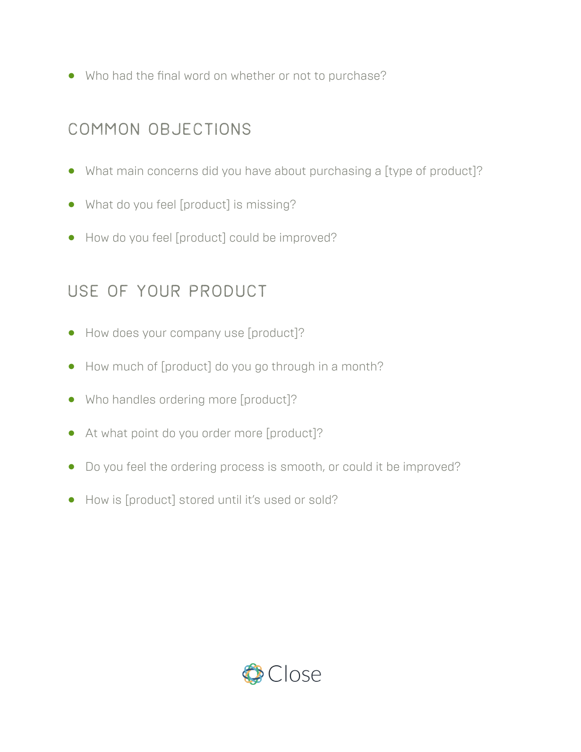- Who had the final word on whether or not to purchase?

## COMMON OBJECTIONS

- What main concerns did you have about purchasing a [type of product]?
- What do you feel [product] is missing?
- How do you feel [product] could be improved?

## USE OF YOUR PRODUCT

- How does your company use [product]?
- How much of [product] do you go through in a month?
- Who handles ordering more [product]?
- At what point do you order more [product]?
- Do you feel the ordering process is smooth, or could it be improved?
- How is [product] stored until it's used or sold?